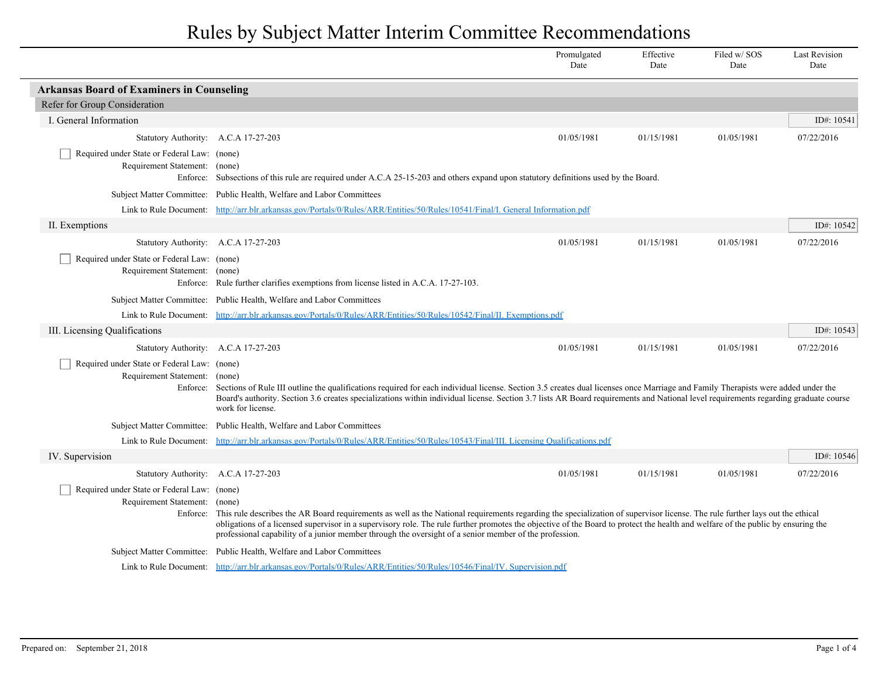# Rules by Subject Matter Interim Committee Recommendations

| | Promulgated Date | Effective Date | Filed w/ SOS Date | Last Revision Date |
|---|---|---|---|---|

## Arkansas Board of Examiners in Counseling

### Refer for Group Consideration

#### I. General Information

ID#: 10541

| | | Promulgated Date | Effective Date | Filed w/ SOS Date | Last Revision Date |
|---|---|---|---|---|---|
| Statutory Authority: | A.C.A 17-27-203 | 01/05/1981 | 01/15/1981 | 01/05/1981 | 07/22/2016 |

- [ ] Required under State or Federal Law: (none)

Requirement Statement: (none)

Enforce: Subsections of this rule are required under A.C.A 25-15-203 and others expand upon statutory definitions used by the Board.

Subject Matter Committee: Public Health, Welfare and Labor Committees

Link to Rule Document: http://arr.blr.arkansas.gov/Portals/0/Rules/ARR/Entities/50/Rules/10541/Final/I. General Information.pdf

#### II. Exemptions

ID#: 10542

| | | Promulgated Date | Effective Date | Filed w/ SOS Date | Last Revision Date |
|---|---|---|---|---|---|
| Statutory Authority: | A.C.A 17-27-203 | 01/05/1981 | 01/15/1981 | 01/05/1981 | 07/22/2016 |

- [ ] Required under State or Federal Law: (none)

Requirement Statement: (none)

Enforce: Rule further clarifies exemptions from license listed in A.C.A. 17-27-103.

Subject Matter Committee: Public Health, Welfare and Labor Committees

Link to Rule Document: http://arr.blr.arkansas.gov/Portals/0/Rules/ARR/Entities/50/Rules/10542/Final/II. Exemptions.pdf

#### III. Licensing Qualifications

ID#: 10543

| | | Promulgated Date | Effective Date | Filed w/ SOS Date | Last Revision Date |
|---|---|---|---|---|---|
| Statutory Authority: | A.C.A 17-27-203 | 01/05/1981 | 01/15/1981 | 01/05/1981 | 07/22/2016 |

- [ ] Required under State or Federal Law: (none)

Requirement Statement: (none)

Enforce: Sections of Rule III outline the qualifications required for each individual license. Section 3.5 creates dual licenses once Marriage and Family Therapists were added under the Board's authority. Section 3.6 creates specializations within individual license. Section 3.7 lists AR Board requirements and National level requirements regarding graduate course work for license.

Subject Matter Committee: Public Health, Welfare and Labor Committees

Link to Rule Document: http://arr.blr.arkansas.gov/Portals/0/Rules/ARR/Entities/50/Rules/10543/Final/III. Licensing Qualifications.pdf

#### IV. Supervision

ID#: 10546

| | | Promulgated Date | Effective Date | Filed w/ SOS Date | Last Revision Date |
|---|---|---|---|---|---|
| Statutory Authority: | A.C.A 17-27-203 | 01/05/1981 | 01/15/1981 | 01/05/1981 | 07/22/2016 |

- [ ] Required under State or Federal Law: (none)

Requirement Statement: (none)

Enforce: This rule describes the AR Board requirements as well as the National requirements regarding the specialization of supervisor license. The rule further lays out the ethical obligations of a licensed supervisor in a supervisory role. The rule further promotes the objective of the Board to protect the health and welfare of the public by ensuring the professional capability of a junior member through the oversight of a senior member of the profession.

Subject Matter Committee: Public Health, Welfare and Labor Committees

Link to Rule Document: http://arr.blr.arkansas.gov/Portals/0/Rules/ARR/Entities/50/Rules/10546/Final/IV. Supervision.pdf

Prepared on: September 21, 2018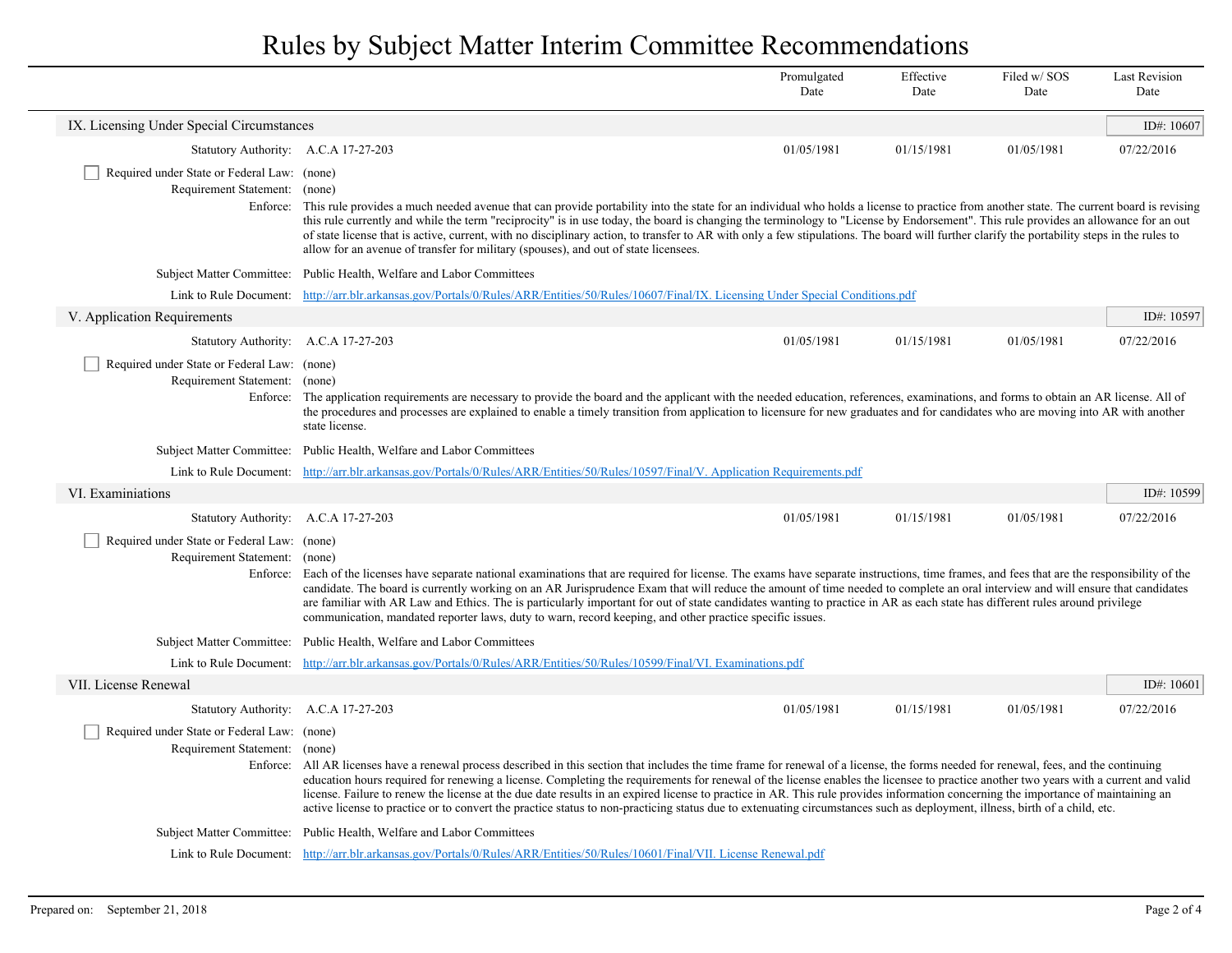# Rules by Subject Matter Interim Committee Recommendations

| | | Promulgated Date | Effective Date | Filed w/ SOS Date | Last Revision Date |
|---|---|---|---|---|---|

## IX. Licensing Under Special Circumstances

ID#: 10607

| | | Promulgated Date | Effective Date | Filed w/ SOS Date | Last Revision Date |
|---|---|---|---|---|---|
| Statutory Authority: | A.C.A 17-27-203 | 01/05/1981 | 01/15/1981 | 01/05/1981 | 07/22/2016 |

☐ Required under State or Federal Law: (none)

Requirement Statement: (none)

Enforce: This rule provides a much needed avenue that can provide portability into the state for an individual who holds a license to practice from another state. The current board is revising this rule currently and while the term "reciprocity" is in use today, the board is changing the terminology to "License by Endorsement". This rule provides an allowance for an out of state license that is active, current, with no disciplinary action, to transfer to AR with only a few stipulations. The board will further clarify the portability steps in the rules to allow for an avenue of transfer for military (spouses), and out of state licensees.

Subject Matter Committee: Public Health, Welfare and Labor Committees

Link to Rule Document: http://arr.blr.arkansas.gov/Portals/0/Rules/ARR/Entities/50/Rules/10607/Final/IX. Licensing Under Special Conditions.pdf

## V. Application Requirements

ID#: 10597

| | | Promulgated Date | Effective Date | Filed w/ SOS Date | Last Revision Date |
|---|---|---|---|---|---|
| Statutory Authority: | A.C.A 17-27-203 | 01/05/1981 | 01/15/1981 | 01/05/1981 | 07/22/2016 |

☐ Required under State or Federal Law: (none)

Requirement Statement: (none)

Enforce: The application requirements are necessary to provide the board and the applicant with the needed education, references, examinations, and forms to obtain an AR license. All of the procedures and processes are explained to enable a timely transition from application to licensure for new graduates and for candidates who are moving into AR with another state license.

Subject Matter Committee: Public Health, Welfare and Labor Committees

Link to Rule Document: http://arr.blr.arkansas.gov/Portals/0/Rules/ARR/Entities/50/Rules/10597/Final/V. Application Requirements.pdf

## VI. Examiniations

ID#: 10599

| | | Promulgated Date | Effective Date | Filed w/ SOS Date | Last Revision Date |
|---|---|---|---|---|---|
| Statutory Authority: | A.C.A 17-27-203 | 01/05/1981 | 01/15/1981 | 01/05/1981 | 07/22/2016 |

☐ Required under State or Federal Law: (none)

Requirement Statement: (none)

Enforce: Each of the licenses have separate national examinations that are required for license. The exams have separate instructions, time frames, and fees that are the responsibility of the candidate. The board is currently working on an AR Jurisprudence Exam that will reduce the amount of time needed to complete an oral interview and will ensure that candidates are familiar with AR Law and Ethics. The is particularly important for out of state candidates wanting to practice in AR as each state has different rules around privilege communication, mandated reporter laws, duty to warn, record keeping, and other practice specific issues.

Subject Matter Committee: Public Health, Welfare and Labor Committees

Link to Rule Document: http://arr.blr.arkansas.gov/Portals/0/Rules/ARR/Entities/50/Rules/10599/Final/VI. Examinations.pdf

## VII. License Renewal

ID#: 10601

| | | Promulgated Date | Effective Date | Filed w/ SOS Date | Last Revision Date |
|---|---|---|---|---|---|
| Statutory Authority: | A.C.A 17-27-203 | 01/05/1981 | 01/15/1981 | 01/05/1981 | 07/22/2016 |

☐ Required under State or Federal Law: (none)

Requirement Statement: (none)

Enforce: All AR licenses have a renewal process described in this section that includes the time frame for renewal of a license, the forms needed for renewal, fees, and the continuing education hours required for renewing a license. Completing the requirements for renewal of the license enables the licensee to practice another two years with a current and valid license. Failure to renew the license at the due date results in an expired license to practice in AR. This rule provides information concerning the importance of maintaining an active license to practice or to convert the practice status to non-practicing status due to extenuating circumstances such as deployment, illness, birth of a child, etc.

Subject Matter Committee: Public Health, Welfare and Labor Committees

Link to Rule Document: http://arr.blr.arkansas.gov/Portals/0/Rules/ARR/Entities/50/Rules/10601/Final/VII. License Renewal.pdf

Prepared on: September 21, 2018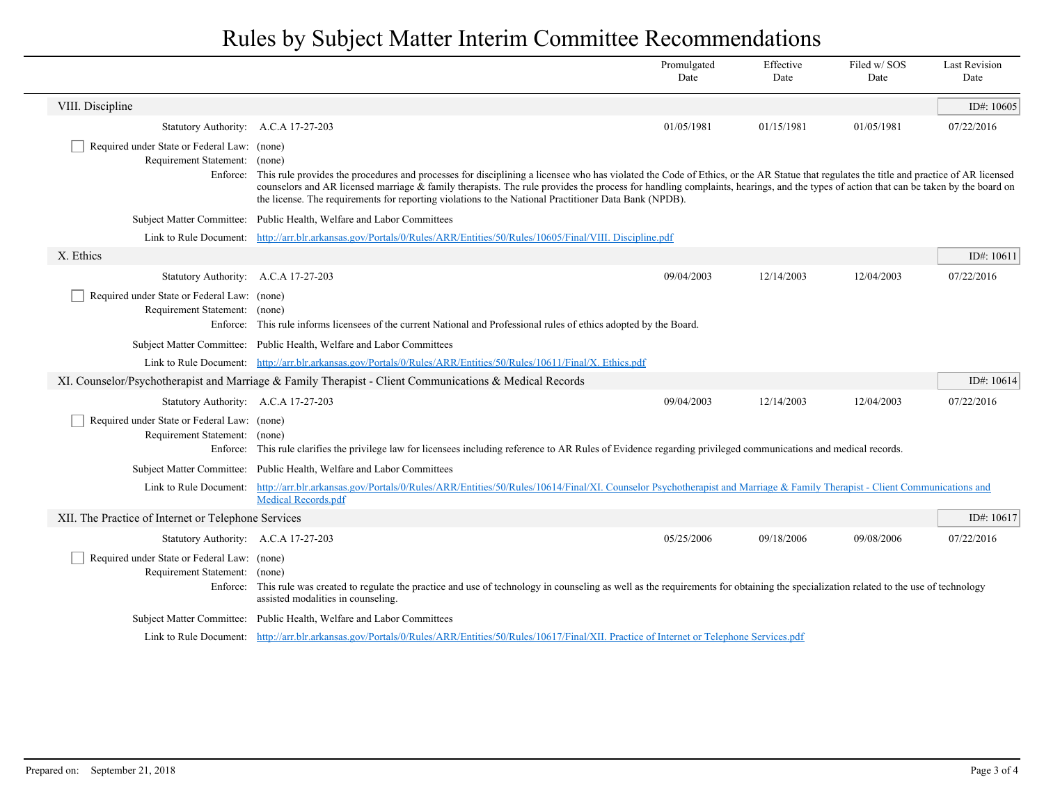# Rules by Subject Matter Interim Committee Recommendations

| | Promulgated Date | Effective Date | Filed w/ SOS Date | Last Revision Date |
|---|---|---|---|---|

## VIII. Discipline

ID#: 10605

| | Promulgated Date | Effective Date | Filed w/ SOS Date | Last Revision Date |
|---|---|---|---|---|
| Statutory Authority: A.C.A 17-27-203 | 01/05/1981 | 01/15/1981 | 01/05/1981 | 07/22/2016 |

☐ Required under State or Federal Law: (none)

Requirement Statement: (none)

Enforce: This rule provides the procedures and processes for disciplining a licensee who has violated the Code of Ethics, or the AR Statue that regulates the title and practice of AR licensed counselors and AR licensed marriage & family therapists. The rule provides the process for handling complaints, hearings, and the types of action that can be taken by the board on the license. The requirements for reporting violations to the National Practitioner Data Bank (NPDB).

Subject Matter Committee: Public Health, Welfare and Labor Committees

Link to Rule Document: http://arr.blr.arkansas.gov/Portals/0/Rules/ARR/Entities/50/Rules/10605/Final/VIII. Discipline.pdf

## X. Ethics

ID#: 10611

| | Promulgated Date | Effective Date | Filed w/ SOS Date | Last Revision Date |
|---|---|---|---|---|
| Statutory Authority: A.C.A 17-27-203 | 09/04/2003 | 12/14/2003 | 12/04/2003 | 07/22/2016 |

☐ Required under State or Federal Law: (none)

Requirement Statement: (none)

Enforce: This rule informs licensees of the current National and Professional rules of ethics adopted by the Board.

Subject Matter Committee: Public Health, Welfare and Labor Committees

Link to Rule Document: http://arr.blr.arkansas.gov/Portals/0/Rules/ARR/Entities/50/Rules/10611/Final/X. Ethics.pdf

## XI. Counselor/Psychotherapist and Marriage & Family Therapist - Client Communications & Medical Records

ID#: 10614

| | Promulgated Date | Effective Date | Filed w/ SOS Date | Last Revision Date |
|---|---|---|---|---|
| Statutory Authority: A.C.A 17-27-203 | 09/04/2003 | 12/14/2003 | 12/04/2003 | 07/22/2016 |

☐ Required under State or Federal Law: (none)

Requirement Statement: (none)

Enforce: This rule clarifies the privilege law for licensees including reference to AR Rules of Evidence regarding privileged communications and medical records.

Subject Matter Committee: Public Health, Welfare and Labor Committees

Link to Rule Document: http://arr.blr.arkansas.gov/Portals/0/Rules/ARR/Entities/50/Rules/10614/Final/XI. Counselor Psychotherapist and Marriage & Family Therapist - Client Communications and Medical Records.pdf

## XII. The Practice of Internet or Telephone Services

ID#: 10617

| | Promulgated Date | Effective Date | Filed w/ SOS Date | Last Revision Date |
|---|---|---|---|---|
| Statutory Authority: A.C.A 17-27-203 | 05/25/2006 | 09/18/2006 | 09/08/2006 | 07/22/2016 |

☐ Required under State or Federal Law: (none)

Requirement Statement: (none)

Enforce: This rule was created to regulate the practice and use of technology in counseling as well as the requirements for obtaining the specialization related to the use of technology assisted modalities in counseling.

Subject Matter Committee: Public Health, Welfare and Labor Committees

Link to Rule Document: http://arr.blr.arkansas.gov/Portals/0/Rules/ARR/Entities/50/Rules/10617/Final/XII. Practice of Internet or Telephone Services.pdf

Prepared on: September 21, 2018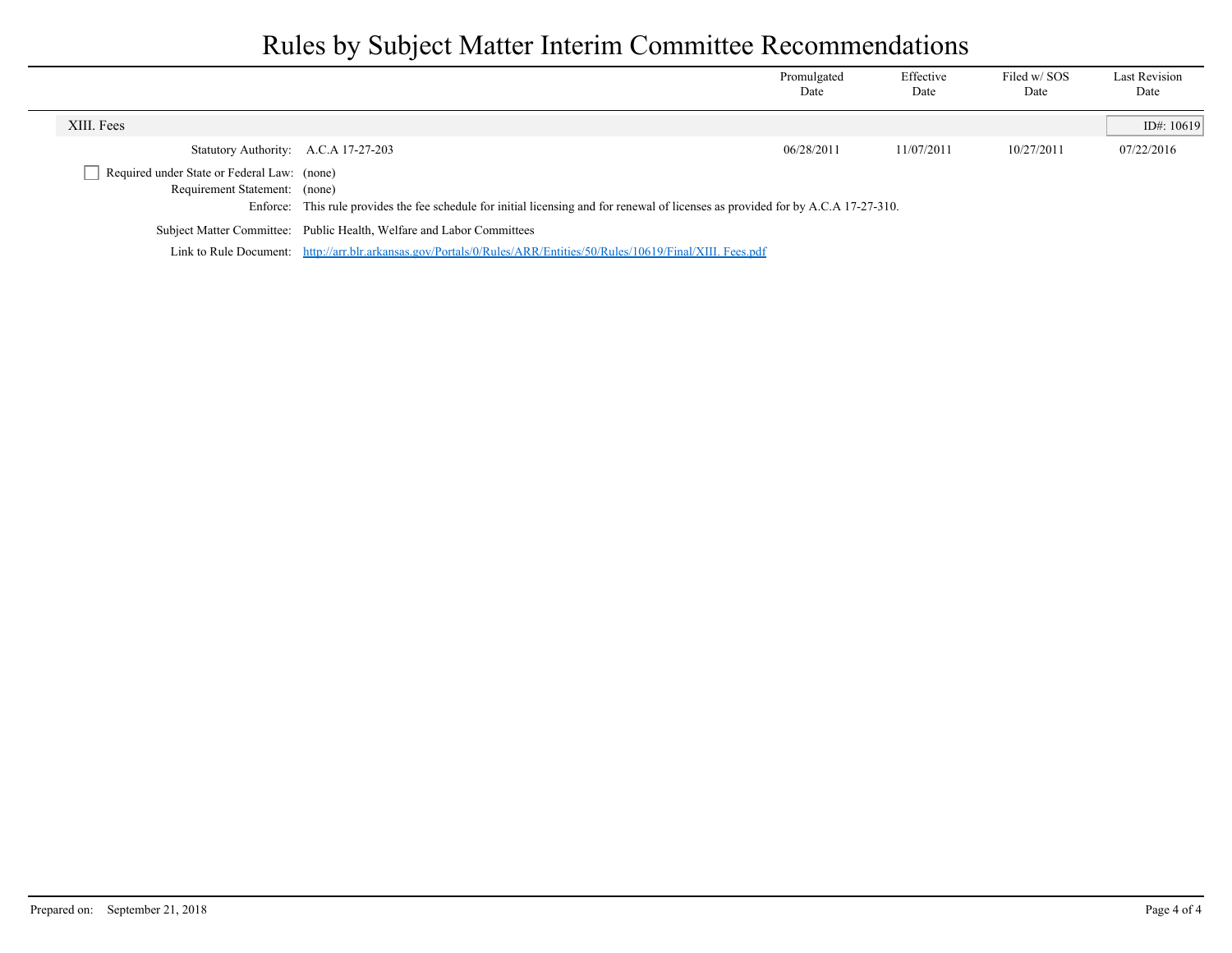# Rules by Subject Matter Interim Committee Recommendations

| | | Promulgated Date | Effective Date | Filed w/ SOS Date | Last Revision Date |
|---|---|---|---|---|---|
| **XIII. Fees** | | | | | ID#: 10619 |
| Statutory Authority: | A.C.A 17-27-203 | 06/28/2011 | 11/07/2011 | 10/27/2011 | 07/22/2016 |

☐ Required under State or Federal Law: (none)

Requirement Statement: (none)

Enforce: This rule provides the fee schedule for initial licensing and for renewal of licenses as provided for by A.C.A 17-27-310.

Subject Matter Committee: Public Health, Welfare and Labor Committees

Link to Rule Document: [http://arr.blr.arkansas.gov/Portals/0/Rules/ARR/Entities/50/Rules/10619/Final/XIII. Fees.pdf](http://arr.blr.arkansas.gov/Portals/0/Rules/ARR/Entities/50/Rules/10619/Final/XIII. Fees.pdf)

Prepared on: September 21, 2018